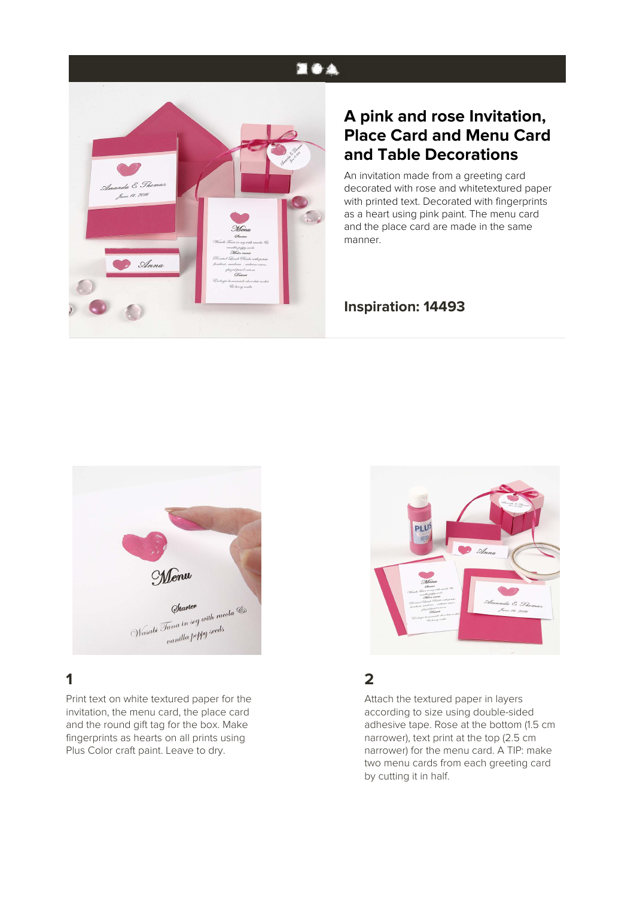# A pink and rose Invitation, Place Card and Menu Card and Table Decorations

An invitation made from a greeting card decorated with rose and whitetextured paper with printed text. Decorated with fingerprints as a heart using pink paint. The menu card and the place card are made in the same manner.

**Inspiration: 14493**

## 1

Print text on white textured paper for the invitation, the menu card, the place card and the round gift tag for the box. Make fingerprints as hearts on all prints using Plus Color craft paint. Leave to dry.

## 2

Attach the textured paper in layers according to size using double-sided adhesive tape. Rose at the bottom (1.5 cm narrower), text print at the top (2.5 cm narrower) for the menu card. A TIP: make two menu cards from each greeting card by cutting it in half.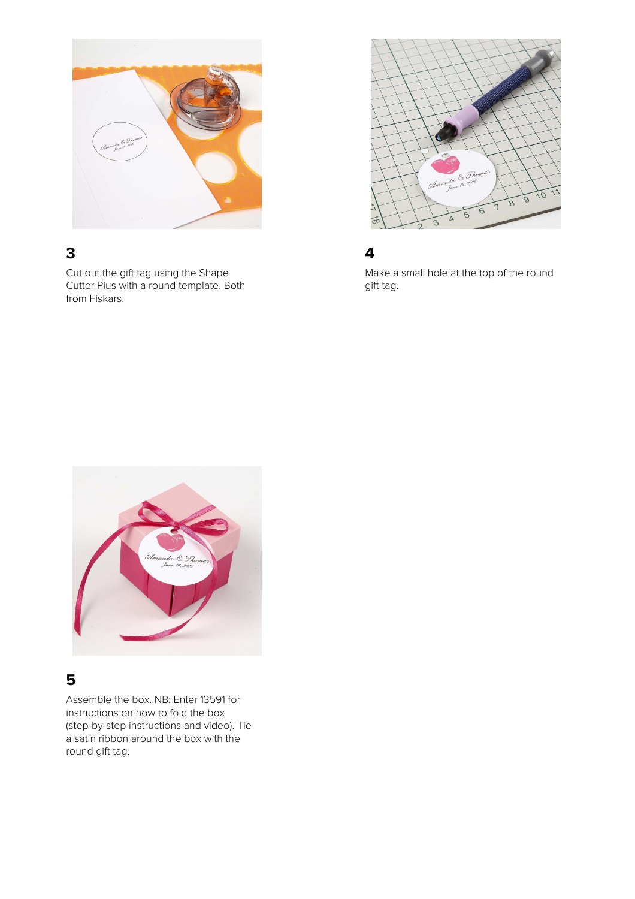**3**

Cut out the gift tag using the Shape Cutter Plus with a round template. Both from Fiskars.

**4**

Make a small hole at the top of the round gift tag.

**5**

Assemble the box. NB: Enter 13591 for instructions on how to fold the box (step-by-step instructions and video). Tie a satin ribbon around the box with the round gift tag.